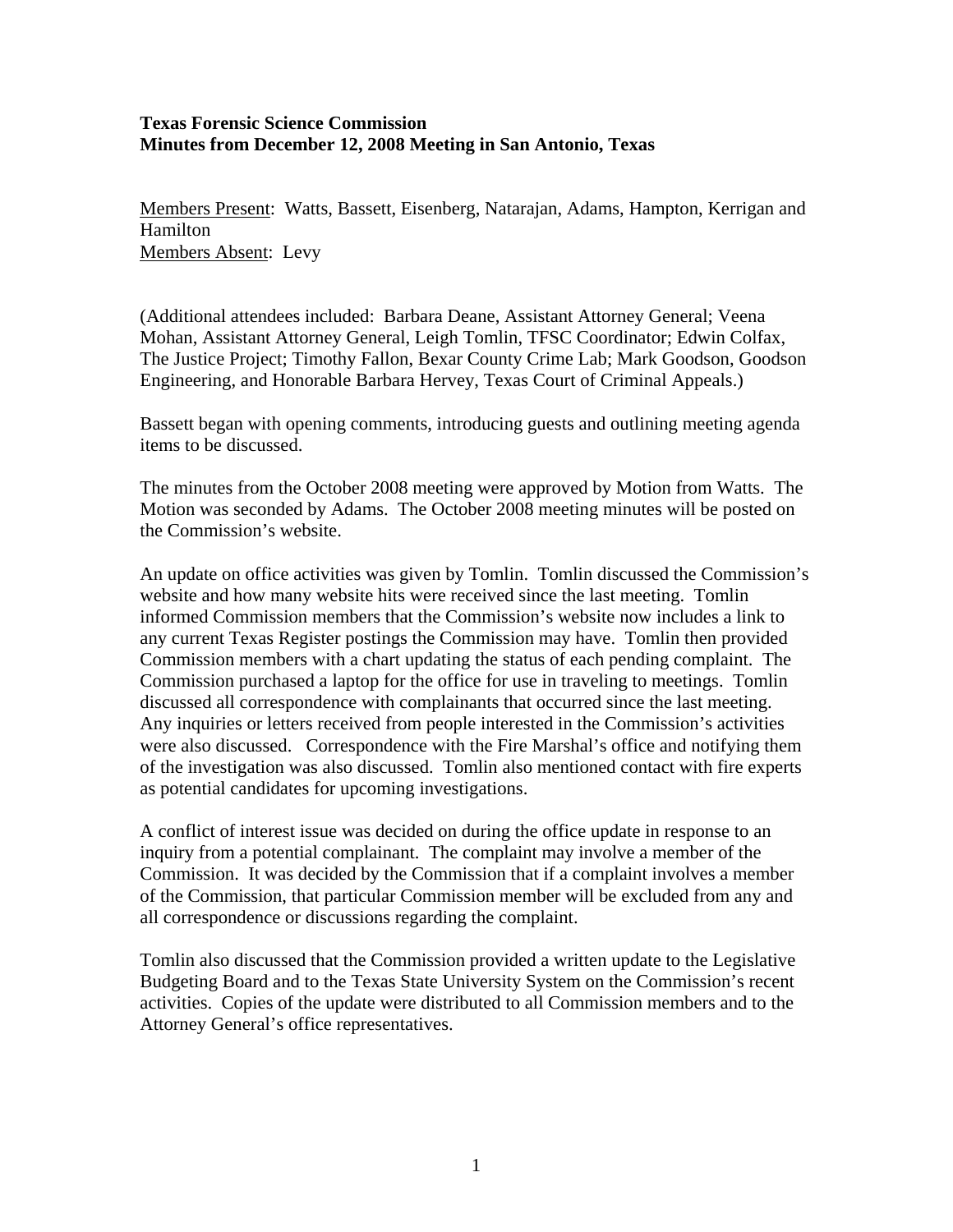**Texas Forensic Science Commission**
**Minutes from December 12, 2008 Meeting in San Antonio, Texas**

Members Present: Watts, Bassett, Eisenberg, Natarajan, Adams, Hampton, Kerrigan and Hamilton
Members Absent: Levy

(Additional attendees included: Barbara Deane, Assistant Attorney General; Veena Mohan, Assistant Attorney General, Leigh Tomlin, TFSC Coordinator; Edwin Colfax, The Justice Project; Timothy Fallon, Bexar County Crime Lab; Mark Goodson, Goodson Engineering, and Honorable Barbara Hervey, Texas Court of Criminal Appeals.)

Bassett began with opening comments, introducing guests and outlining meeting agenda items to be discussed.

The minutes from the October 2008 meeting were approved by Motion from Watts. The Motion was seconded by Adams. The October 2008 meeting minutes will be posted on the Commission's website.

An update on office activities was given by Tomlin. Tomlin discussed the Commission's website and how many website hits were received since the last meeting. Tomlin informed Commission members that the Commission's website now includes a link to any current Texas Register postings the Commission may have. Tomlin then provided Commission members with a chart updating the status of each pending complaint. The Commission purchased a laptop for the office for use in traveling to meetings. Tomlin discussed all correspondence with complainants that occurred since the last meeting. Any inquiries or letters received from people interested in the Commission's activities were also discussed. Correspondence with the Fire Marshal's office and notifying them of the investigation was also discussed. Tomlin also mentioned contact with fire experts as potential candidates for upcoming investigations.

A conflict of interest issue was decided on during the office update in response to an inquiry from a potential complainant. The complaint may involve a member of the Commission. It was decided by the Commission that if a complaint involves a member of the Commission, that particular Commission member will be excluded from any and all correspondence or discussions regarding the complaint.

Tomlin also discussed that the Commission provided a written update to the Legislative Budgeting Board and to the Texas State University System on the Commission's recent activities. Copies of the update were distributed to all Commission members and to the Attorney General's office representatives.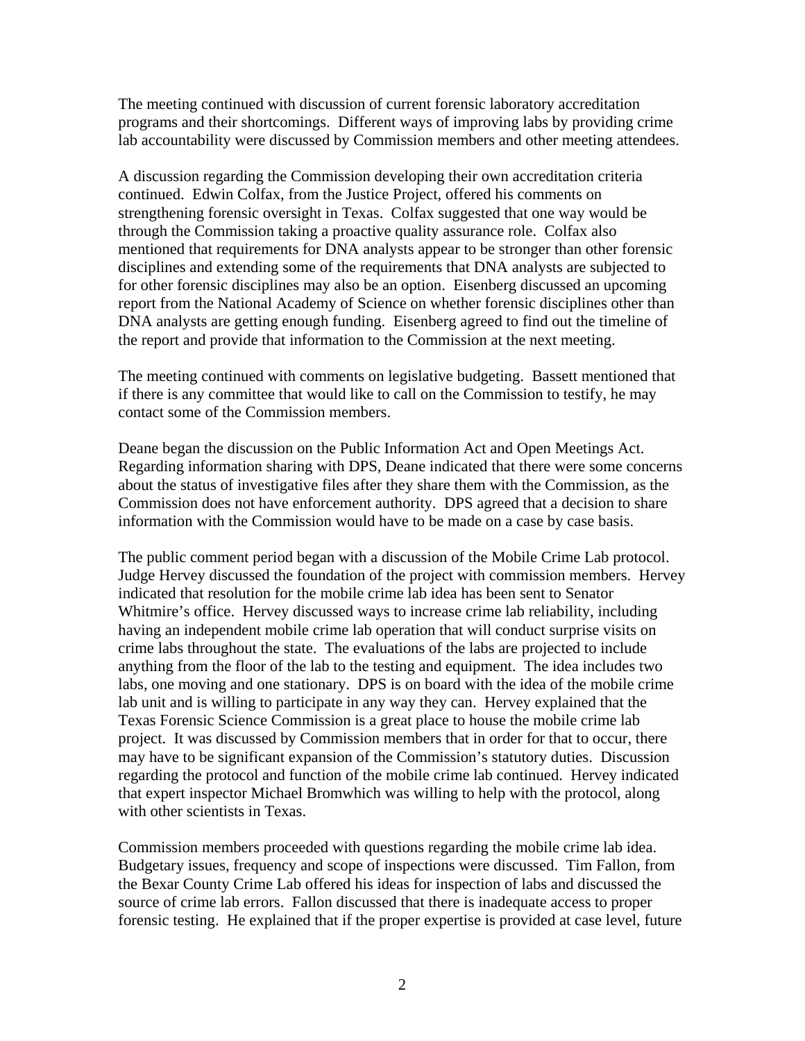The meeting continued with discussion of current forensic laboratory accreditation programs and their shortcomings. Different ways of improving labs by providing crime lab accountability were discussed by Commission members and other meeting attendees.

A discussion regarding the Commission developing their own accreditation criteria continued. Edwin Colfax, from the Justice Project, offered his comments on strengthening forensic oversight in Texas. Colfax suggested that one way would be through the Commission taking a proactive quality assurance role. Colfax also mentioned that requirements for DNA analysts appear to be stronger than other forensic disciplines and extending some of the requirements that DNA analysts are subjected to for other forensic disciplines may also be an option. Eisenberg discussed an upcoming report from the National Academy of Science on whether forensic disciplines other than DNA analysts are getting enough funding. Eisenberg agreed to find out the timeline of the report and provide that information to the Commission at the next meeting.

The meeting continued with comments on legislative budgeting. Bassett mentioned that if there is any committee that would like to call on the Commission to testify, he may contact some of the Commission members.

Deane began the discussion on the Public Information Act and Open Meetings Act. Regarding information sharing with DPS, Deane indicated that there were some concerns about the status of investigative files after they share them with the Commission, as the Commission does not have enforcement authority. DPS agreed that a decision to share information with the Commission would have to be made on a case by case basis.

The public comment period began with a discussion of the Mobile Crime Lab protocol. Judge Hervey discussed the foundation of the project with commission members. Hervey indicated that resolution for the mobile crime lab idea has been sent to Senator Whitmire's office. Hervey discussed ways to increase crime lab reliability, including having an independent mobile crime lab operation that will conduct surprise visits on crime labs throughout the state. The evaluations of the labs are projected to include anything from the floor of the lab to the testing and equipment. The idea includes two labs, one moving and one stationary. DPS is on board with the idea of the mobile crime lab unit and is willing to participate in any way they can. Hervey explained that the Texas Forensic Science Commission is a great place to house the mobile crime lab project. It was discussed by Commission members that in order for that to occur, there may have to be significant expansion of the Commission's statutory duties. Discussion regarding the protocol and function of the mobile crime lab continued. Hervey indicated that expert inspector Michael Bromwhich was willing to help with the protocol, along with other scientists in Texas.

Commission members proceeded with questions regarding the mobile crime lab idea. Budgetary issues, frequency and scope of inspections were discussed. Tim Fallon, from the Bexar County Crime Lab offered his ideas for inspection of labs and discussed the source of crime lab errors. Fallon discussed that there is inadequate access to proper forensic testing. He explained that if the proper expertise is provided at case level, future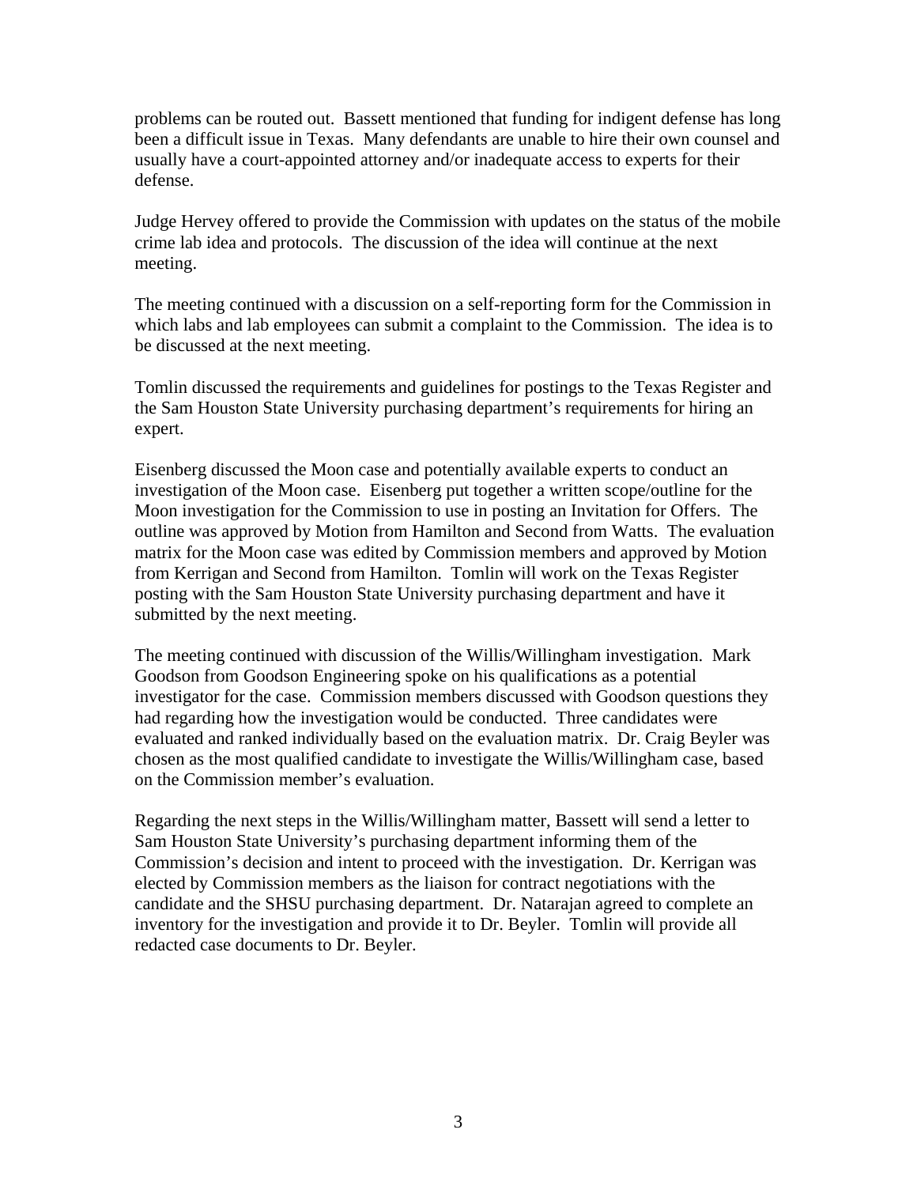problems can be routed out. Bassett mentioned that funding for indigent defense has long been a difficult issue in Texas. Many defendants are unable to hire their own counsel and usually have a court-appointed attorney and/or inadequate access to experts for their defense.

Judge Hervey offered to provide the Commission with updates on the status of the mobile crime lab idea and protocols. The discussion of the idea will continue at the next meeting.

The meeting continued with a discussion on a self-reporting form for the Commission in which labs and lab employees can submit a complaint to the Commission. The idea is to be discussed at the next meeting.

Tomlin discussed the requirements and guidelines for postings to the Texas Register and the Sam Houston State University purchasing department's requirements for hiring an expert.

Eisenberg discussed the Moon case and potentially available experts to conduct an investigation of the Moon case. Eisenberg put together a written scope/outline for the Moon investigation for the Commission to use in posting an Invitation for Offers. The outline was approved by Motion from Hamilton and Second from Watts. The evaluation matrix for the Moon case was edited by Commission members and approved by Motion from Kerrigan and Second from Hamilton. Tomlin will work on the Texas Register posting with the Sam Houston State University purchasing department and have it submitted by the next meeting.

The meeting continued with discussion of the Willis/Willingham investigation. Mark Goodson from Goodson Engineering spoke on his qualifications as a potential investigator for the case. Commission members discussed with Goodson questions they had regarding how the investigation would be conducted. Three candidates were evaluated and ranked individually based on the evaluation matrix. Dr. Craig Beyler was chosen as the most qualified candidate to investigate the Willis/Willingham case, based on the Commission member's evaluation.

Regarding the next steps in the Willis/Willingham matter, Bassett will send a letter to Sam Houston State University's purchasing department informing them of the Commission's decision and intent to proceed with the investigation. Dr. Kerrigan was elected by Commission members as the liaison for contract negotiations with the candidate and the SHSU purchasing department. Dr. Natarajan agreed to complete an inventory for the investigation and provide it to Dr. Beyler. Tomlin will provide all redacted case documents to Dr. Beyler.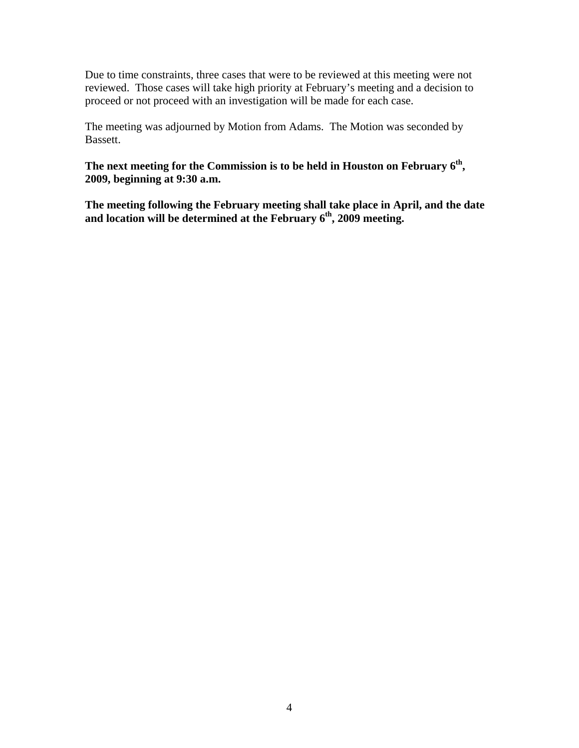Due to time constraints, three cases that were to be reviewed at this meeting were not reviewed. Those cases will take high priority at February's meeting and a decision to proceed or not proceed with an investigation will be made for each case.

The meeting was adjourned by Motion from Adams. The Motion was seconded by Bassett.

**The next meeting for the Commission is to be held in Houston on February 6th, 2009, beginning at 9:30 a.m.**

**The meeting following the February meeting shall take place in April, and the date and location will be determined at the February 6th, 2009 meeting.**